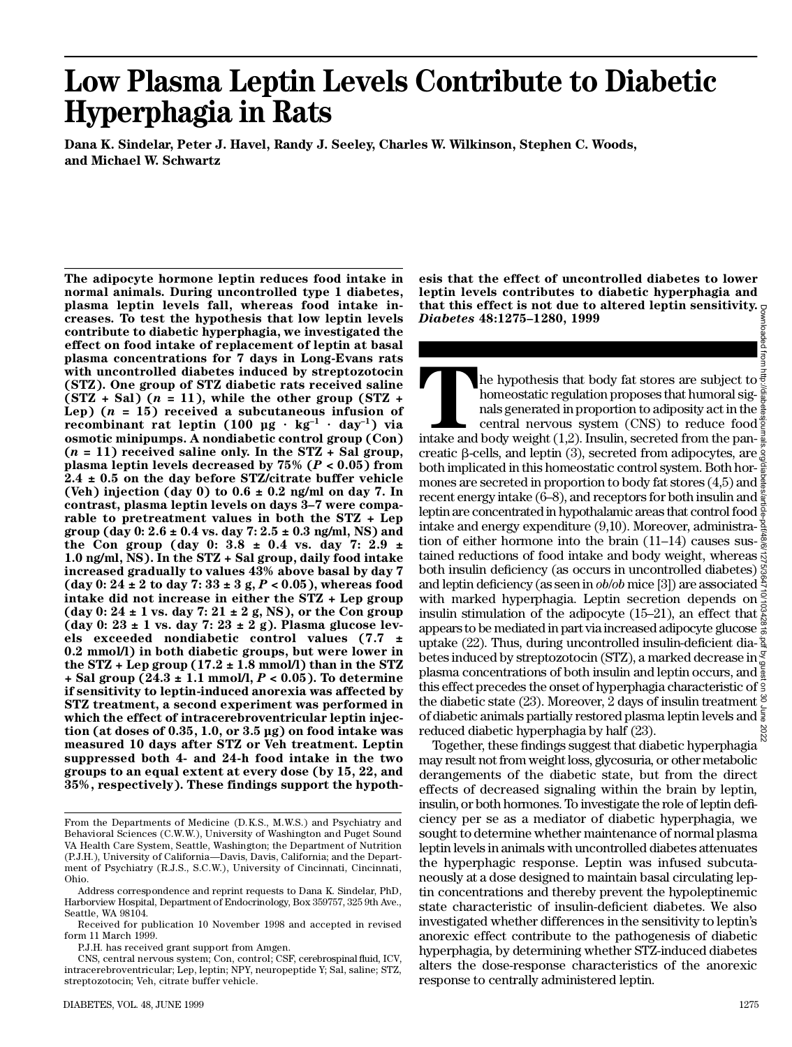# Low Plasma Leptin Levels Contribute to Diabetic Hyperphagia in Rats

**Dana K. Sindelar, Peter J. Havel, Randy J. Seeley, Charles W. Wilkinson, Stephen C. Woods, and Michael W. Schwartz**

**The adipocyte hormone leptin reduces food intake in normal animals. During uncontrolled type 1 diabetes, plasma leptin levels fall, whereas food intake increases. To test the hypothesis that low leptin levels contribute to diabetic hyperphagia, we investigated the effect on food intake of replacement of leptin at basal plasma concentrations for 7 days in Long-Evans rats with uncontrolled diabetes induced by streptozotocin (STZ). One group of STZ diabetic rats received saline (STZ + Sal) (*n* = 11), while the other group (STZ + Lep) (*n* = 15) received a subcutaneous infusion of recombinant rat leptin (100 µg · kg$^{-1}$ · day$^{-1}$) via osmotic minipumps. A nondiabetic control group (Con) (*n* = 11) received saline only. In the STZ + Sal group, plasma leptin levels decreased by 75% ($P < 0.05$) from 2.4 ± 0.5 on the day before STZ/citrate buffer vehicle (Veh) injection (day 0) to 0.6 ± 0.2 ng/ml on day 7. In contrast, plasma leptin levels on days 3–7 were comparable to pretreatment values in both the STZ + Lep group (day 0: 2.6 ± 0.4 vs. day 7: 2.5 ± 0.3 ng/ml, NS) and the Con group (day 0: 3.8 ± 0.4 vs. day 7: 2.9 ± 1.0 ng/ml, NS). In the STZ + Sal group, daily food intake increased gradually to values 43% above basal by day 7 (day 0: 24 ± 2 to day 7: 33 ± 3 g, $P < 0.05$), whereas food intake did not increase in either the STZ + Lep group (day 0: 24 ± 1 vs. day 7: 21 ± 2 g, NS), or the Con group (day 0: 23 ± 1 vs. day 7: 23 ± 2 g). Plasma glucose levels exceeded nondiabetic control values (7.7 ± 0.2 mmol/l) in both diabetic groups, but were lower in the STZ + Lep group (17.2 ± 1.8 mmol/l) than in the STZ + Sal group (24.3 ± 1.1 mmol/l, $P < 0.05$). To determine if sensitivity to leptin-induced anorexia was affected by STZ treatment, a second experiment was performed in which the effect of intracerebroventricular leptin injection (at doses of 0.35, 1.0, or 3.5 µg) on food intake was measured 10 days after STZ or Veh treatment. Leptin suppressed both 4- and 24-h food intake in the two groups to an equal extent at every dose (by 15, 22, and 35%, respectively). These findings support the hypothesis that the effect of uncontrolled diabetes to lower leptin levels contributes to diabetic hyperphagia and that this effect is not due to altered leptin sensitivity.** ***Diabetes* 48:1275–1280, 1999**

The hypothesis that body fat stores are subject to homeostatic regulation proposes that humoral signals generated in proportion to adiposity act in the central nervous system (CNS) to reduce food intake and body weight (1,2). Insulin, secreted from the pancreatic β-cells, and leptin (3), secreted from adipocytes, are both implicated in this homeostatic control system. Both hormones are secreted in proportion to body fat stores (4,5) and recent energy intake (6–8), and receptors for both insulin and leptin are concentrated in hypothalamic areas that control food intake and energy expenditure (9,10). Moreover, administration of either hormone into the brain (11–14) causes sustained reductions of food intake and body weight, whereas both insulin deficiency (as occurs in uncontrolled diabetes) and leptin deficiency (as seen in *ob/ob* mice [3]) are associated with marked hyperphagia. Leptin secretion depends on insulin stimulation of the adipocyte (15–21), an effect that appears to be mediated in part via increased adipocyte glucose uptake (22). Thus, during uncontrolled insulin-deficient diabetes induced by streptozotocin (STZ), a marked decrease in plasma concentrations of both insulin and leptin occurs, and this effect precedes the onset of hyperphagia characteristic of the diabetic state (23). Moreover, 2 days of insulin treatment of diabetic animals partially restored plasma leptin levels and reduced diabetic hyperphagia by half (23).

Together, these findings suggest that diabetic hyperphagia may result not from weight loss, glycosuria, or other metabolic derangements of the diabetic state, but from the direct effects of decreased signaling within the brain by leptin, insulin, or both hormones. To investigate the role of leptin deficiency per se as a mediator of diabetic hyperphagia, we sought to determine whether maintenance of normal plasma leptin levels in animals with uncontrolled diabetes attenuates the hyperphagic response. Leptin was infused subcutaneously at a dose designed to maintain basal circulating leptin concentrations and thereby prevent the hypoleptinemic state characteristic of insulin-deficient diabetes. We also investigated whether differences in the sensitivity to leptin's anorexic effect contribute to the pathogenesis of diabetic hyperphagia, by determining whether STZ-induced diabetes alters the dose-response characteristics of the anorexic response to centrally administered leptin.

---

From the Departments of Medicine (D.K.S., M.W.S.) and Psychiatry and Behavioral Sciences (C.W.W.), University of Washington and Puget Sound VA Health Care System, Seattle, Washington; the Department of Nutrition (P.J.H.), University of California—Davis, Davis, California; and the Department of Psychiatry (R.J.S., S.C.W.), University of Cincinnati, Cincinnati, Ohio.

Address correspondence and reprint requests to Dana K. Sindelar, PhD, Harborview Hospital, Department of Endocrinology, Box 359757, 325 9th Ave., Seattle, WA 98104.

Received for publication 10 November 1998 and accepted in revised form 11 March 1999.

P.J.H. has received grant support from Amgen.

CNS, central nervous system; Con, control; CSF, cerebrospinal fluid, ICV, intracerebroventricular; Lep, leptin; NPY, neuropeptide Y; Sal, saline; STZ, streptozotocin; Veh, citrate buffer vehicle.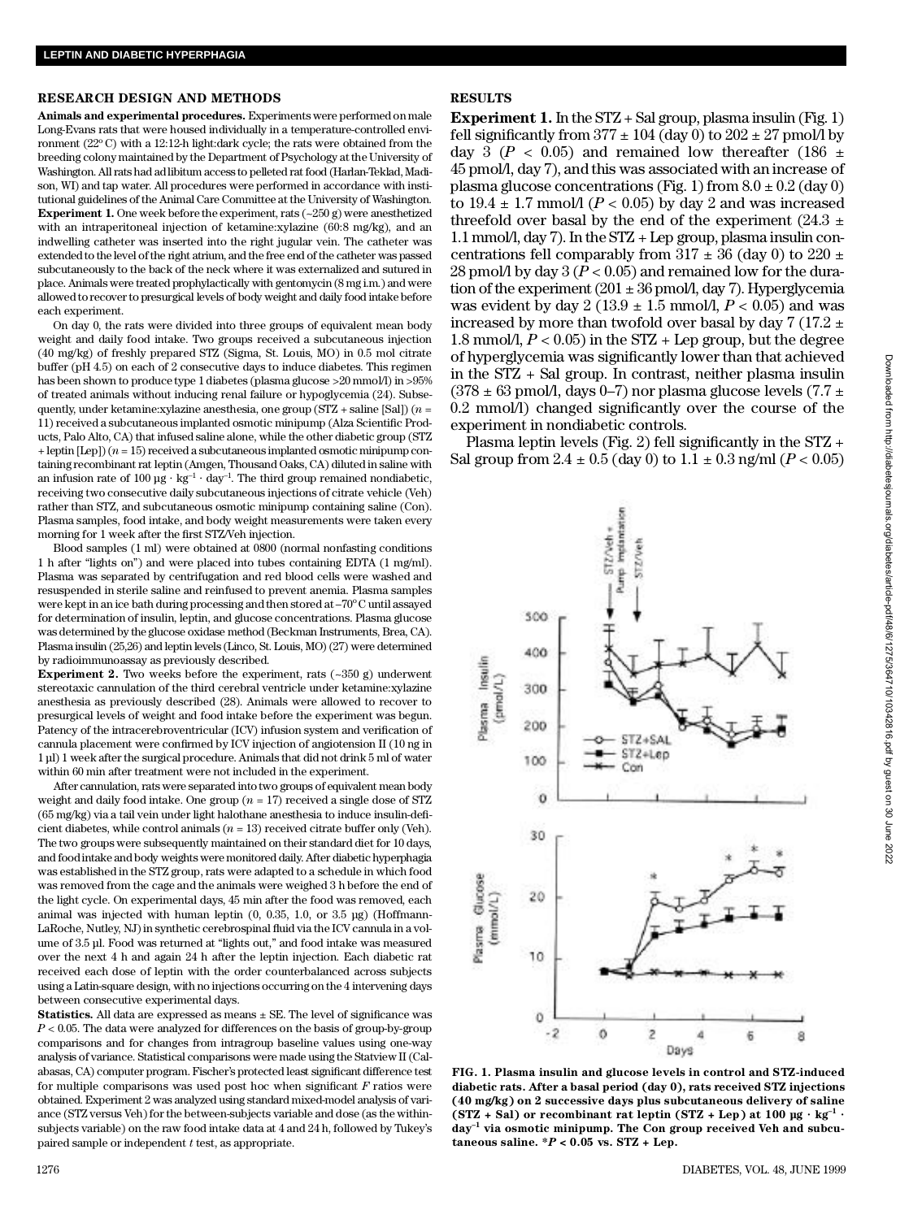## RESEARCH DESIGN AND METHODS

**Animals and experimental procedures.** Experiments were performed on male Long-Evans rats that were housed individually in a temperature-controlled environment (22° C) with a 12:12-h light:dark cycle; the rats were obtained from the breeding colony maintained by the Department of Psychology at the University of Washington. All rats had ad libitum access to pelleted rat food (Harlan-Teklad, Madison, WI) and tap water. All procedures were performed in accordance with institutional guidelines of the Animal Care Committee at the University of Washington.

**Experiment 1.** One week before the experiment, rats (~250 g) were anesthetized with an intraperitoneal injection of ketamine:xylazine (60:8 mg/kg), and an indwelling catheter was inserted into the right jugular vein. The catheter was extended to the level of the right atrium, and the free end of the catheter was passed subcutaneously to the back of the neck where it was externalized and sutured in place. Animals were treated prophylactically with gentomycin (8 mg i.m.) and were allowed to recover to presurgical levels of body weight and daily food intake before each experiment.

On day 0, the rats were divided into three groups of equivalent mean body weight and daily food intake. Two groups received a subcutaneous injection (40 mg/kg) of freshly prepared STZ (Sigma, St. Louis, MO) in 0.5 mol citrate buffer (pH 4.5) on each of 2 consecutive days to induce diabetes. This regimen has been shown to produce type 1 diabetes (plasma glucose >20 mmol/l) in >95% of treated animals without inducing renal failure or hypoglycemia (24). Subsequently, under ketamine:xylazine anesthesia, one group (STZ + saline [Sal]) ($n$ = 11) received a subcutaneous implanted osmotic minipump (Alza Scientific Products, Palo Alto, CA) that infused saline alone, while the other diabetic group (STZ + leptin [Lep]) ($n$ = 15) received a subcutaneous implanted osmotic minipump containing recombinant rat leptin (Amgen, Thousand Oaks, CA) diluted in saline with an infusion rate of 100 $\mu g \cdot kg^{-1} \cdot day^{-1}$. The third group remained nondiabetic, receiving two consecutive daily subcutaneous injections of citrate vehicle (Veh) rather than STZ, and subcutaneous osmotic minipump containing saline (Con). Plasma samples, food intake, and body weight measurements were taken every morning for 1 week after the first STZ/Veh injection.

Blood samples (1 ml) were obtained at 0800 (normal nonfasting conditions 1 h after "lights on") and were placed into tubes containing EDTA (1 mg/ml). Plasma was separated by centrifugation and red blood cells were washed and resuspended in sterile saline and reinfused to prevent anemia. Plasma samples were kept in an ice bath during processing and then stored at –70° C until assayed for determination of insulin, leptin, and glucose concentrations. Plasma glucose was determined by the glucose oxidase method (Beckman Instruments, Brea, CA). Plasma insulin (25,26) and leptin levels (Linco, St. Louis, MO) (27) were determined by radioimmunoassay as previously described.

**Experiment 2.** Two weeks before the experiment, rats (~350 g) underwent stereotaxic cannulation of the third cerebral ventricle under ketamine:xylazine anesthesia as previously described (28). Animals were allowed to recover to presurgical levels of weight and food intake before the experiment was begun. Patency of the intracerebroventricular (ICV) infusion system and verification of cannula placement were confirmed by ICV injection of angiotensin II (10 ng in 1 µl) 1 week after the surgical procedure. Animals that did not drink 5 ml of water within 60 min after treatment were not included in the experiment.

After cannulation, rats were separated into two groups of equivalent mean body weight and daily food intake. One group ($n$ = 17) received a single dose of STZ (65 mg/kg) via a tail vein under light halothane anesthesia to induce insulin-deficient diabetes, while control animals ($n$ = 13) received citrate buffer only (Veh). The two groups were subsequently maintained on their standard diet for 10 days, and food intake and body weights were monitored daily. After diabetic hyperphagia was established in the STZ group, rats were adapted to a schedule in which food was removed from the cage and the animals were weighed 3 h before the end of the light cycle. On experimental days, 45 min after the food was removed, each animal was injected with human leptin (0, 0.35, 1.0, or 3.5 µg) (Hoffmann-LaRoche, Nutley, NJ) in synthetic cerebrospinal fluid via the ICV cannula in a volume of 3.5 µl. Food was returned at "lights out," and food intake was measured over the next 4 h and again 24 h after the leptin injection. Each diabetic rat received each dose of leptin with the order counterbalanced across subjects using a Latin-square design, with no injections occurring on the 4 intervening days between consecutive experimental days.

**Statistics.** All data are expressed as means ± SE. The level of significance was $P < 0.05$. The data were analyzed for differences on the basis of group-by-group comparisons and for changes from intragroup baseline values using one-way analysis of variance. Statistical comparisons were made using the Statview II (Calabasas, CA) computer program. Fischer's protected least significant difference test for multiple comparisons was used post hoc when significant $F$ ratios were obtained. Experiment 2 was analyzed using standard mixed-model analysis of variance (STZ versus Veh) for the between-subjects variable and dose (as the within-subjects variable) on the raw food intake data at 4 and 24 h, followed by Tukey's paired sample or independent $t$ test, as appropriate.

## RESULTS

**Experiment 1.** In the STZ + Sal group, plasma insulin (Fig. 1) fell significantly from 377 ± 104 (day 0) to 202 ± 27 pmol/l by day 3 ($P < 0.05$) and remained low thereafter (186 ± 45 pmol/l, day 7), and this was associated with an increase of plasma glucose concentrations (Fig. 1) from 8.0 ± 0.2 (day 0) to 19.4 ± 1.7 mmol/l ($P < 0.05$) by day 2 and was increased threefold over basal by the end of the experiment (24.3 ± 1.1 mmol/l, day 7). In the STZ + Lep group, plasma insulin concentrations fell comparably from 317 ± 36 (day 0) to 220 ± 28 pmol/l by day 3 ($P < 0.05$) and remained low for the duration of the experiment (201 ± 36 pmol/l, day 7). Hyperglycemia was evident by day 2 (13.9 ± 1.5 mmol/l, $P < 0.05$) and was increased by more than twofold over basal by day 7 (17.2 ± 1.8 mmol/l, $P < 0.05$) in the STZ + Lep group, but the degree of hyperglycemia was significantly lower than that achieved in the STZ + Sal group. In contrast, neither plasma insulin (378 ± 63 pmol/l, days 0–7) nor plasma glucose levels (7.7 ± 0.2 mmol/l) changed significantly over the course of the experiment in nondiabetic controls.

Plasma leptin levels (Fig. 2) fell significantly in the STZ + Sal group from 2.4 ± 0.5 (day 0) to 1.1 ± 0.3 ng/ml ($P < 0.05$)

**FIG. 1. Plasma insulin and glucose levels in control and STZ-induced diabetic rats. After a basal period (day 0), rats received STZ injections (40 mg/kg) on 2 successive days plus subcutaneous delivery of saline (STZ + Sal) or recombinant rat leptin (STZ + Lep) at 100 µg · kg$^{-1}$ · day$^{-1}$ via osmotic minipump. The Con group received Veh and subcutaneous saline. *$P < 0.05$ vs. STZ + Lep.**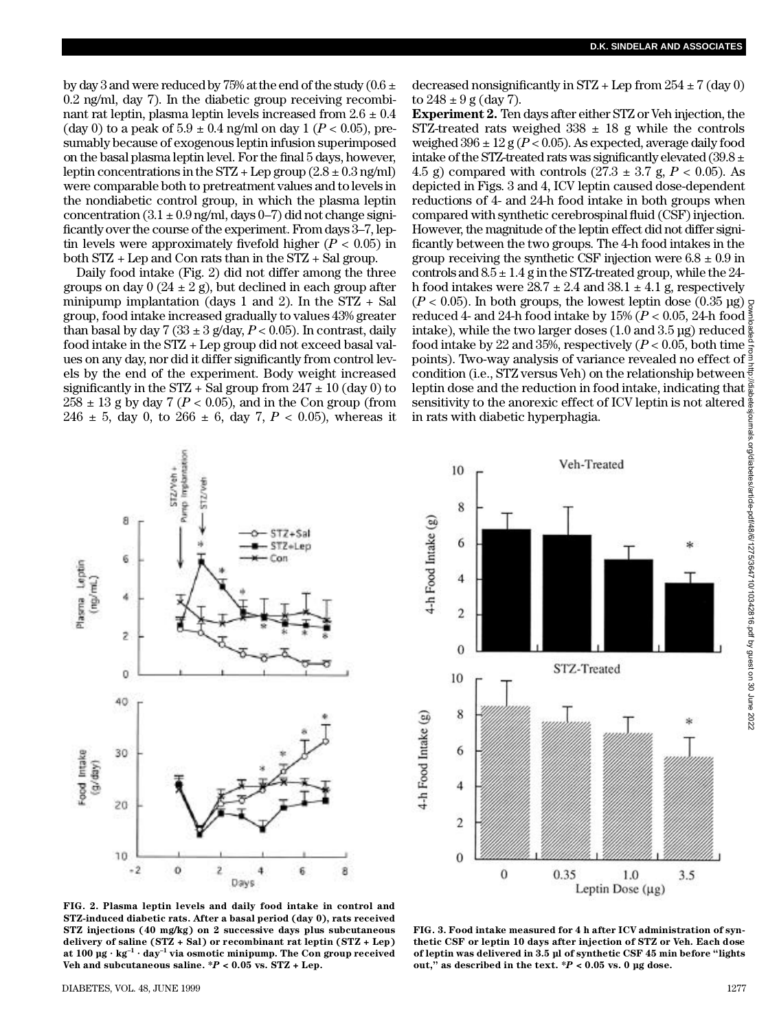by day 3 and were reduced by 75% at the end of the study (0.6 ± 0.2 ng/ml, day 7). In the diabetic group receiving recombinant rat leptin, plasma leptin levels increased from 2.6 ± 0.4 (day 0) to a peak of 5.9 ± 0.4 ng/ml on day 1 ($P < 0.05$), presumably because of exogenous leptin infusion superimposed on the basal plasma leptin level. For the final 5 days, however, leptin concentrations in the STZ + Lep group (2.8 ± 0.3 ng/ml) were comparable both to pretreatment values and to levels in the nondiabetic control group, in which the plasma leptin concentration (3.1 ± 0.9 ng/ml, days 0–7) did not change significantly over the course of the experiment. From days 3–7, leptin levels were approximately fivefold higher ($P < 0.05$) in both STZ + Lep and Con rats than in the STZ + Sal group.

Daily food intake (Fig. 2) did not differ among the three groups on day 0 (24 ± 2 g), but declined in each group after minipump implantation (days 1 and 2). In the STZ + Sal group, food intake increased gradually to values 43% greater than basal by day 7 (33 ± 3 g/day, $P < 0.05$). In contrast, daily food intake in the STZ + Lep group did not exceed basal values on any day, nor did it differ significantly from control levels by the end of the experiment. Body weight increased significantly in the STZ + Sal group from 247 ± 10 (day 0) to 258 ± 13 g by day 7 ($P < 0.05$), and in the Con group (from 246 ± 5, day 0, to 266 ± 6, day 7, $P < 0.05$), whereas it decreased nonsignificantly in STZ + Lep from 254 ± 7 (day 0) to 248 ± 9 g (day 7).

**Experiment 2.** Ten days after either STZ or Veh injection, the STZ-treated rats weighed 338 ± 18 g while the controls weighed 396 ± 12 g ($P < 0.05$). As expected, average daily food intake of the STZ-treated rats was significantly elevated (39.8 ± 4.5 g) compared with controls (27.3 ± 3.7 g, $P < 0.05$). As depicted in Figs. 3 and 4, ICV leptin caused dose-dependent reductions of 4- and 24-h food intake in both groups when compared with synthetic cerebrospinal fluid (CSF) injection. However, the magnitude of the leptin effect did not differ significantly between the two groups. The 4-h food intakes in the group receiving the synthetic CSF injection were 6.8 ± 0.9 in controls and 8.5 ± 1.4 g in the STZ-treated group, while the 24-h food intakes were 28.7 ± 2.4 and 38.1 ± 4.1 g, respectively ($P < 0.05$). In both groups, the lowest leptin dose (0.35 µg) reduced 4- and 24-h food intake by 15% ($P < 0.05$, 24-h food intake), while the two larger doses (1.0 and 3.5 µg) reduced food intake by 22 and 35%, respectively ($P < 0.05$, both time points). Two-way analysis of variance revealed no effect of condition (i.e., STZ versus Veh) on the relationship between leptin dose and the reduction in food intake, indicating that sensitivity to the anorexic effect of ICV leptin is not altered in rats with diabetic hyperphagia.

**FIG. 2. Plasma leptin levels and daily food intake in control and STZ-induced diabetic rats. After a basal period (day 0), rats received STZ injections (40 mg/kg) on 2 successive days plus subcutaneous delivery of saline (STZ + Sal) or recombinant rat leptin (STZ + Lep) at 100 µg · kg$^{-1}$ · day$^{-1}$ via osmotic minipump. The Con group received Veh and subcutaneous saline. *$P < 0.05$ vs. STZ + Lep.**

**FIG. 3. Food intake measured for 4 h after ICV administration of synthetic CSF or leptin 10 days after injection of STZ or Veh. Each dose of leptin was delivered in 3.5 µl of synthetic CSF 45 min before "lights out," as described in the text. *$P < 0.05$ vs. 0 µg dose.**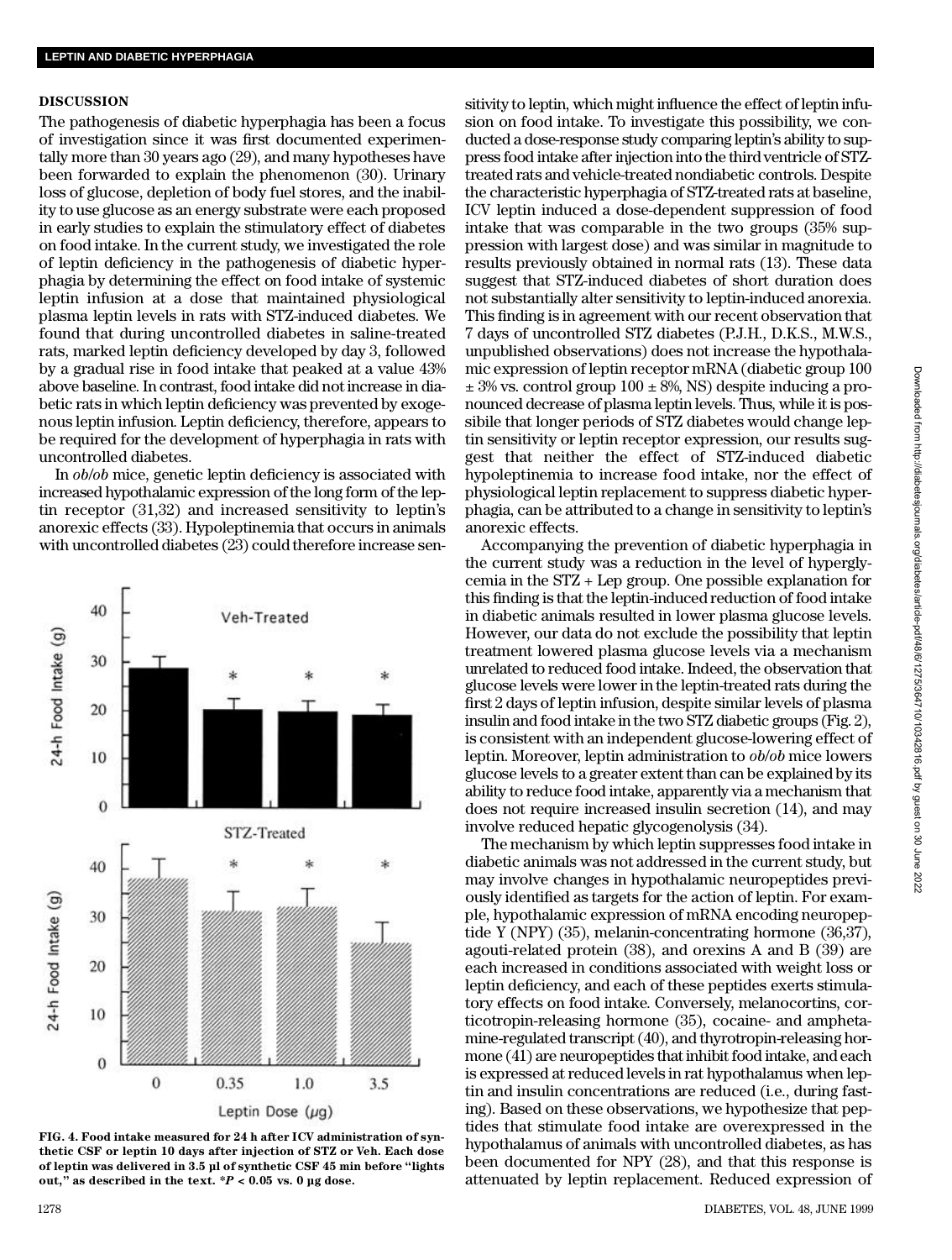## DISCUSSION

The pathogenesis of diabetic hyperphagia has been a focus of investigation since it was first documented experimentally more than 30 years ago (29), and many hypotheses have been forwarded to explain the phenomenon (30). Urinary loss of glucose, depletion of body fuel stores, and the inability to use glucose as an energy substrate were each proposed in early studies to explain the stimulatory effect of diabetes on food intake. In the current study, we investigated the role of leptin deficiency in the pathogenesis of diabetic hyperphagia by determining the effect on food intake of systemic leptin infusion at a dose that maintained physiological plasma leptin levels in rats with STZ-induced diabetes. We found that during uncontrolled diabetes in saline-treated rats, marked leptin deficiency developed by day 3, followed by a gradual rise in food intake that peaked at a value 43% above baseline. In contrast, food intake did not increase in diabetic rats in which leptin deficiency was prevented by exogenous leptin infusion. Leptin deficiency, therefore, appears to be required for the development of hyperphagia in rats with uncontrolled diabetes.

In *ob/ob* mice, genetic leptin deficiency is associated with increased hypothalamic expression of the long form of the leptin receptor (31,32) and increased sensitivity to leptin's anorexic effects (33). Hypoleptinemia that occurs in animals with uncontrolled diabetes (23) could therefore increase sensitivity to leptin, which might influence the effect of leptin infusion on food intake. To investigate this possibility, we conducted a dose-response study comparing leptin's ability to suppress food intake after injection into the third ventricle of STZ-treated rats and vehicle-treated nondiabetic controls. Despite the characteristic hyperphagia of STZ-treated rats at baseline, ICV leptin induced a dose-dependent suppression of food intake that was comparable in the two groups (35% suppression with largest dose) and was similar in magnitude to results previously obtained in normal rats (13). These data suggest that STZ-induced diabetes of short duration does not substantially alter sensitivity to leptin-induced anorexia. This finding is in agreement with our recent observation that 7 days of uncontrolled STZ diabetes (P.J.H., D.K.S., M.W.S., unpublished observations) does not increase the hypothalamic expression of leptin receptor mRNA (diabetic group 100 ± 3% vs. control group 100 ± 8%, NS) despite inducing a pronounced decrease of plasma leptin levels. Thus, while it is possibile that longer periods of STZ diabetes would change leptin sensitivity or leptin receptor expression, our results suggest that neither the effect of STZ-induced diabetic hypoleptinemia to increase food intake, nor the effect of physiological leptin replacement to suppress diabetic hyperphagia, can be attributed to a change in sensitivity to leptin's anorexic effects.

Accompanying the prevention of diabetic hyperphagia in the current study was a reduction in the level of hyperglycemia in the STZ + Lep group. One possible explanation for this finding is that the leptin-induced reduction of food intake in diabetic animals resulted in lower plasma glucose levels. However, our data do not exclude the possibility that leptin treatment lowered plasma glucose levels via a mechanism unrelated to reduced food intake. Indeed, the observation that glucose levels were lower in the leptin-treated rats during the first 2 days of leptin infusion, despite similar levels of plasma insulin and food intake in the two STZ diabetic groups (Fig. 2), is consistent with an independent glucose-lowering effect of leptin. Moreover, leptin administration to *ob/ob* mice lowers glucose levels to a greater extent than can be explained by its ability to reduce food intake, apparently via a mechanism that does not require increased insulin secretion (14), and may involve reduced hepatic glycogenolysis (34).

The mechanism by which leptin suppresses food intake in diabetic animals was not addressed in the current study, but may involve changes in hypothalamic neuropeptides previously identified as targets for the action of leptin. For example, hypothalamic expression of mRNA encoding neuropeptide Y (NPY) (35), melanin-concentrating hormone (36,37), agouti-related protein (38), and orexins A and B (39) are each increased in conditions associated with weight loss or leptin deficiency, and each of these peptides exerts stimulatory effects on food intake. Conversely, melanocortins, corticotropin-releasing hormone (35), cocaine- and amphetamine-regulated transcript (40), and thyrotropin-releasing hormone (41) are neuropeptides that inhibit food intake, and each is expressed at reduced levels in rat hypothalamus when leptin and insulin concentrations are reduced (i.e., during fasting). Based on these observations, we hypothesize that peptides that stimulate food intake are overexpressed in the hypothalamus of animals with uncontrolled diabetes, as has been documented for NPY (28), and that this response is attenuated by leptin replacement. Reduced expression of

**FIG. 4. Food intake measured for 24 h after ICV administration of synthetic CSF or leptin 10 days after injection of STZ or Veh. Each dose of leptin was delivered in 3.5 µl of synthetic CSF 45 min before "lights out," as described in the text. *$P < 0.05$ vs. 0 µg dose.**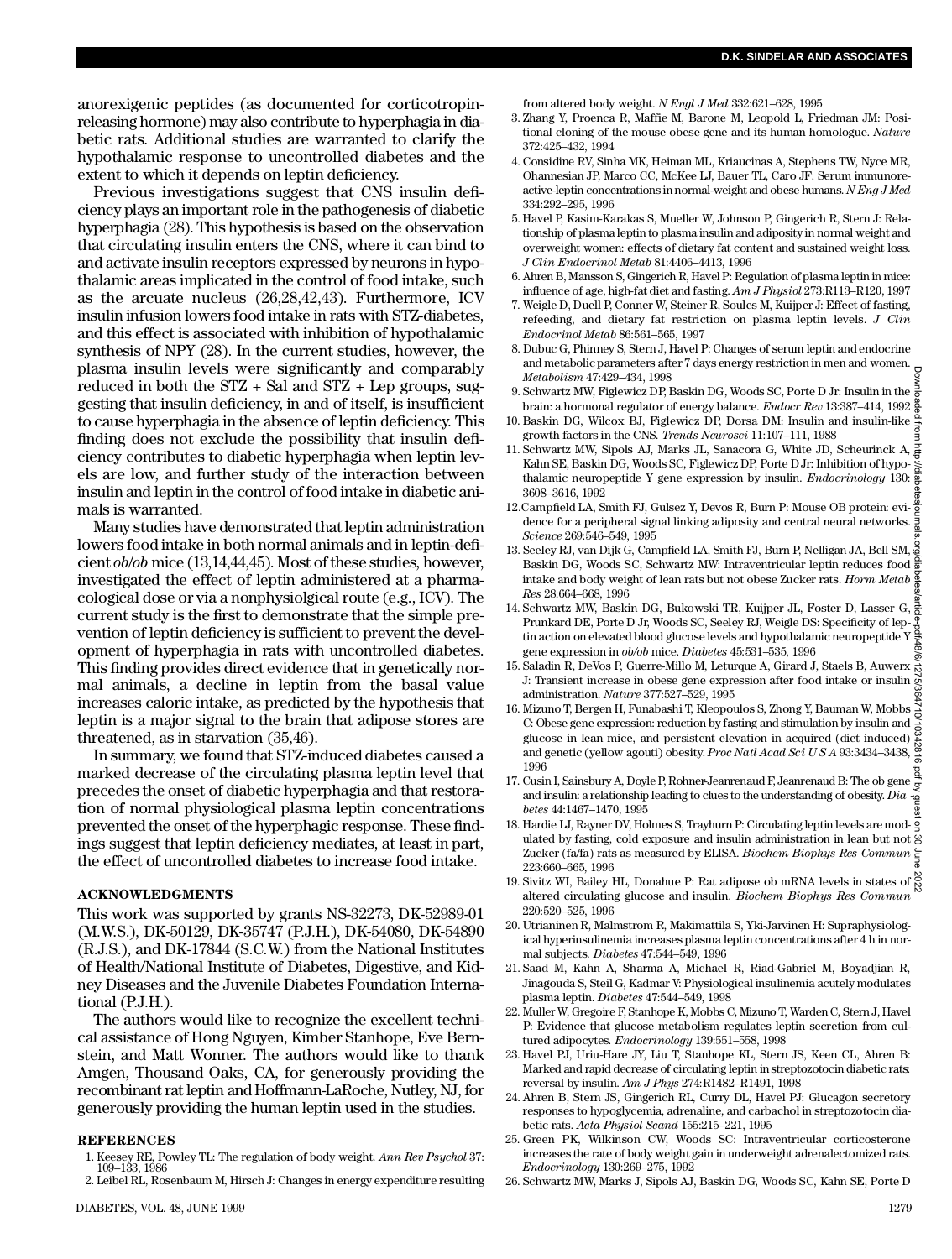anorexigenic peptides (as documented for corticotropin-releasing hormone) may also contribute to hyperphagia in diabetic rats. Additional studies are warranted to clarify the hypothalamic response to uncontrolled diabetes and the extent to which it depends on leptin deficiency.

Previous investigations suggest that CNS insulin deficiency plays an important role in the pathogenesis of diabetic hyperphagia (28). This hypothesis is based on the observation that circulating insulin enters the CNS, where it can bind to and activate insulin receptors expressed by neurons in hypothalamic areas implicated in the control of food intake, such as the arcuate nucleus (26,28,42,43). Furthermore, ICV insulin infusion lowers food intake in rats with STZ-diabetes, and this effect is associated with inhibition of hypothalamic synthesis of NPY (28). In the current studies, however, the plasma insulin levels were significantly and comparably reduced in both the STZ + Sal and STZ + Lep groups, suggesting that insulin deficiency, in and of itself, is insufficient to cause hyperphagia in the absence of leptin deficiency. This finding does not exclude the possibility that insulin deficiency contributes to diabetic hyperphagia when leptin levels are low, and further study of the interaction between insulin and leptin in the control of food intake in diabetic animals is warranted.

Many studies have demonstrated that leptin administration lowers food intake in both normal animals and in leptin-deficient *ob/ob* mice (13,14,44,45). Most of these studies, however, investigated the effect of leptin administered at a pharmacological dose or via a nonphysiolgical route (e.g., ICV). The current study is the first to demonstrate that the simple prevention of leptin deficiency is sufficient to prevent the development of hyperphagia in rats with uncontrolled diabetes. This finding provides direct evidence that in genetically normal animals, a decline in leptin from the basal value increases caloric intake, as predicted by the hypothesis that leptin is a major signal to the brain that adipose stores are threatened, as in starvation (35,46).

In summary, we found that STZ-induced diabetes caused a marked decrease of the circulating plasma leptin level that precedes the onset of diabetic hyperphagia and that restoration of normal physiological plasma leptin concentrations prevented the onset of the hyperphagic response. These findings suggest that leptin deficiency mediates, at least in part, the effect of uncontrolled diabetes to increase food intake.

## ACKNOWLEDGMENTS

This work was supported by grants NS-32273, DK-52989-01 (M.W.S.), DK-50129, DK-35747 (P.J.H.), DK-54080, DK-54890 (R.J.S.), and DK-17844 (S.C.W.) from the National Institutes of Health/National Institute of Diabetes, Digestive, and Kidney Diseases and the Juvenile Diabetes Foundation International (P.J.H.).

The authors would like to recognize the excellent technical assistance of Hong Nguyen, Kimber Stanhope, Eve Bernstein, and Matt Wonner. The authors would like to thank Amgen, Thousand Oaks, CA, for generously providing the recombinant rat leptin and Hoffmann-LaRoche, Nutley, NJ, for generously providing the human leptin used in the studies.

## REFERENCES

1. Keesey RE, Powley TL: The regulation of body weight. *Ann Rev Psychol* 37: 109–133, 1986
2. Leibel RL, Rosenbaum M, Hirsch J: Changes in energy expenditure resulting from altered body weight. *N Engl J Med* 332:621–628, 1995
3. Zhang Y, Proenca R, Maffie M, Barone M, Leopold L, Friedman JM: Positional cloning of the mouse obese gene and its human homologue. *Nature* 372:425–432, 1994
4. Considine RV, Sinha MK, Heiman ML, Kriaucinas A, Stephens TW, Nyce MR, Ohannesian JP, Marco CC, McKee LJ, Bauer TL, Caro JF: Serum immunoreactive-leptin concentrations in normal-weight and obese humans. *N Eng J Med* 334:292–295, 1996
5. Havel P, Kasim-Karakas S, Mueller W, Johnson P, Gingerich R, Stern J: Relationship of plasma leptin to plasma insulin and adiposity in normal weight and overweight women: effects of dietary fat content and sustained weight loss. *J Clin Endocrinol Metab* 81:4406–4413, 1996
6. Ahren B, Mansson S, Gingerich R, Havel P: Regulation of plasma leptin in mice: influence of age, high-fat diet and fasting. *Am J Physiol* 273:R113–R120, 1997
7. Weigle D, Duell P, Conner W, Steiner R, Soules M, Kuijper J: Effect of fasting, refeeding, and dietary fat restriction on plasma leptin levels. *J Clin Endocrinol Metab* 86:561–565, 1997
8. Dubuc G, Phinney S, Stern J, Havel P: Changes of serum leptin and endocrine and metabolic parameters after 7 days energy restriction in men and women. *Metabolism* 47:429–434, 1998
9. Schwartz MW, Figlewicz DP, Baskin DG, Woods SC, Porte D Jr: Insulin in the brain: a hormonal regulator of energy balance. *Endocr Rev* 13:387–414, 1992
10. Baskin DG, Wilcox BJ, Figlewicz DP, Dorsa DM: Insulin and insulin-like growth factors in the CNS. *Trends Neurosci* 11:107–111, 1988
11. Schwartz MW, Sipols AJ, Marks JL, Sanacora G, White JD, Scheurinck A, Kahn SE, Baskin DG, Woods SC, Figlewicz DP, Porte D Jr: Inhibition of hypothalamic neuropeptide Y gene expression by insulin. *Endocrinology* 130: 3608–3616, 1992
12. Campfield LA, Smith FJ, Gulsez Y, Devos R, Burn P: Mouse OB protein: evidence for a peripheral signal linking adiposity and central neural networks. *Science* 269:546–549, 1995
13. Seeley RJ, van Dijk G, Campfield LA, Smith FJ, Burn P, Nelligan JA, Bell SM, Baskin DG, Woods SC, Schwartz MW: Intraventricular leptin reduces food intake and body weight of lean rats but not obese Zucker rats. *Horm Metab Res* 28:664–668, 1996
14. Schwartz MW, Baskin DG, Bukowski TR, Kuijper JL, Foster D, Lasser G, Prunkard DE, Porte D Jr, Woods SC, Seeley RJ, Weigle DS: Specificity of leptin action on elevated blood glucose levels and hypothalamic neuropeptide Y gene expression in *ob/ob* mice. *Diabetes* 45:531–535, 1996
15. Saladin R, DeVos P, Guerre-Millo M, Leturque A, Girard J, Staels B, Auwerx J: Transient increase in obese gene expression after food intake or insulin administration. *Nature* 377:527–529, 1995
16. Mizuno T, Bergen H, Funabashi T, Kleopoulos S, Zhong Y, Bauman W, Mobbs C: Obese gene expression: reduction by fasting and stimulation by insulin and glucose in lean mice, and persistent elevation in acquired (diet induced) and genetic (yellow agouti) obesity. *Proc Natl Acad Sci U S A* 93:3434–3438, 1996
17. Cusin I, Sainsbury A, Doyle P, Rohner-Jeanrenaud F, Jeanrenaud B: The ob gene and insulin: a relationship leading to clues to the understanding of obesity. *Diabetes* 44:1467–1470, 1995
18. Hardie LJ, Rayner DV, Holmes S, Trayhurn P: Circulating leptin levels are modulated by fasting, cold exposure and insulin administration in lean but not Zucker (fa/fa) rats as measured by ELISA. *Biochem Biophys Res Commun* 223:660–665, 1996
19. Sivitz WI, Bailey HL, Donahue P: Rat adipose ob mRNA levels in states of altered circulating glucose and insulin. *Biochem Biophys Res Commun* 220:520–525, 1996
20. Utrianinen R, Malmstrom R, Makimattila S, Yki-Jarvinen H: Supraphysiological hyperinsulinemia increases plasma leptin concentrations after 4 h in normal subjects. *Diabetes* 47:544–549, 1996
21. Saad M, Kahn A, Sharma A, Michael R, Riad-Gabriel M, Boyadjian R, Jinagouda S, Steil G, Kadmar V: Physiological insulinemia acutely modulates plasma leptin. *Diabetes* 47:544–549, 1998
22. Muller W, Gregoire F, Stanhope K, Mobbs C, Mizuno T, Warden C, Stern J, Havel P: Evidence that glucose metabolism regulates leptin secretion from cultured adipocytes. *Endocrinology* 139:551–558, 1998
23. Havel PJ, Uriu-Hare JY, Liu T, Stanhope KL, Stern JS, Keen CL, Ahren B: Marked and rapid decrease of circulating leptin in streptozotocin diabetic rats: reversal by insulin. *Am J Phys* 274:R1482–R1491, 1998
24. Ahren B, Stern JS, Gingerich RL, Curry DL, Havel PJ: Glucagon secretory responses to hypoglycemia, adrenaline, and carbachol in streptozotocin diabetic rats. *Acta Physiol Scand* 155:215–221, 1995
25. Green PK, Wilkinson CW, Woods SC: Intraventricular corticosterone increases the rate of body weight gain in underweight adrenalectomized rats. *Endocrinology* 130:269–275, 1992
26. Schwartz MW, Marks J, Sipols AJ, Baskin DG, Woods SC, Kahn SE, Porte D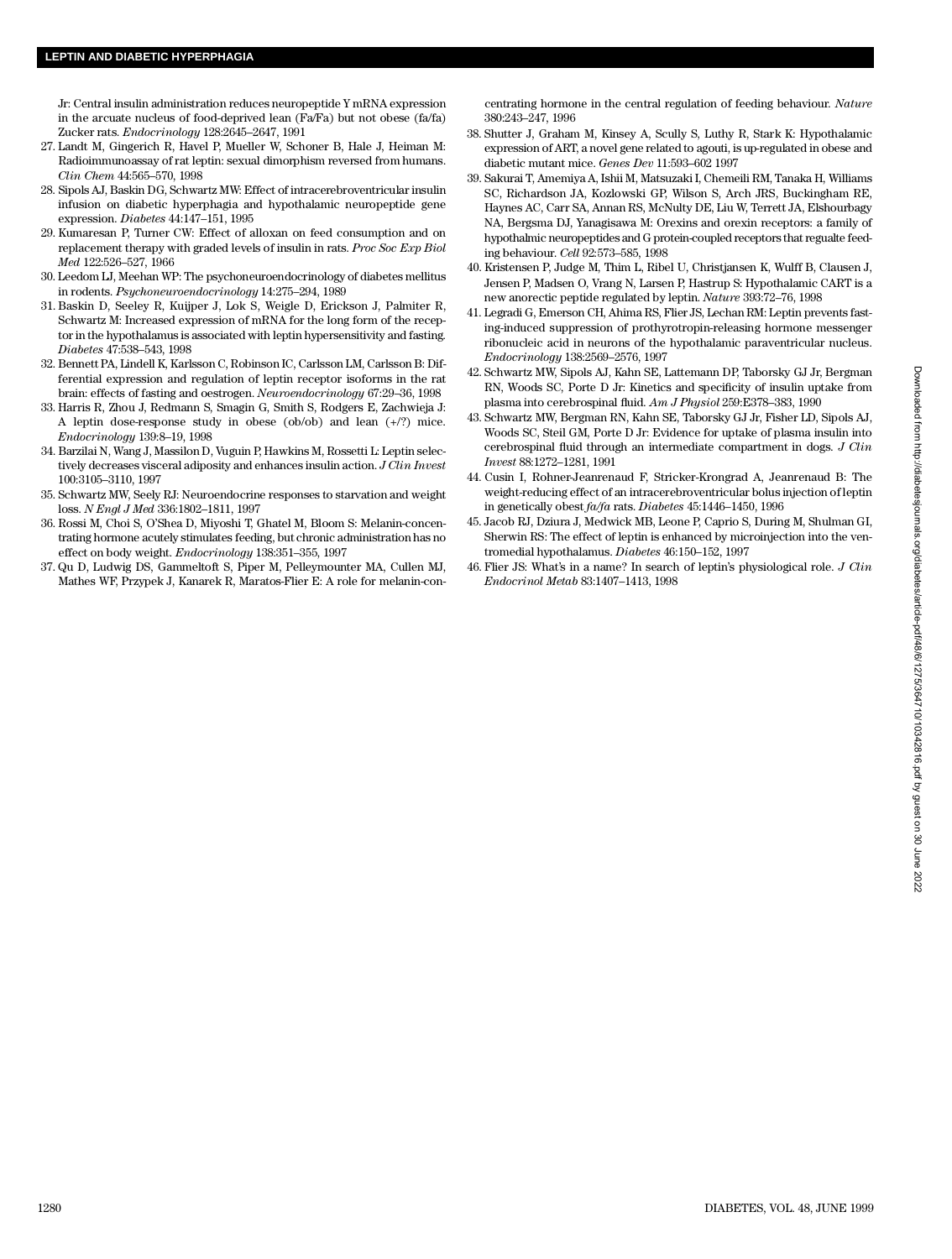Jr: Central insulin administration reduces neuropeptide Y mRNA expression in the arcuate nucleus of food-deprived lean (Fa/Fa) but not obese (fa/fa) Zucker rats. *Endocrinology* 128:2645–2647, 1991

27. Landt M, Gingerich R, Havel P, Mueller W, Schoner B, Hale J, Heiman M: Radioimmunoassay of rat leptin: sexual dimorphism reversed from humans. *Clin Chem* 44:565–570, 1998
28. Sipols AJ, Baskin DG, Schwartz MW: Effect of intracerebroventricular insulin infusion on diabetic hyperphagia and hypothalamic neuropeptide gene expression. *Diabetes* 44:147–151, 1995
29. Kumaresan P, Turner CW: Effect of alloxan on feed consumption and on replacement therapy with graded levels of insulin in rats. *Proc Soc Exp Biol Med* 122:526–527, 1966
30. Leedom LJ, Meehan WP: The psychoneuroendocrinology of diabetes mellitus in rodents. *Psychoneuroendocrinology* 14:275–294, 1989
31. Baskin D, Seeley R, Kuijper J, Lok S, Weigle D, Erickson J, Palmiter R, Schwartz M: Increased expression of mRNA for the long form of the receptor in the hypothalamus is associated with leptin hypersensitivity and fasting. *Diabetes* 47:538–543, 1998
32. Bennett PA, Lindell K, Karlsson C, Robinson IC, Carlsson LM, Carlsson B: Differential expression and regulation of leptin receptor isoforms in the rat brain: effects of fasting and oestrogen. *Neuroendocrinology* 67:29–36, 1998
33. Harris R, Zhou J, Redmann S, Smagin G, Smith S, Rodgers E, Zachwieja J: A leptin dose-response study in obese (ob/ob) and lean (+/?) mice. *Endocrinology* 139:8–19, 1998
34. Barzilai N, Wang J, Massilon D, Vuguin P, Hawkins M, Rossetti L: Leptin selectively decreases visceral adiposity and enhances insulin action. *J Clin Invest* 100:3105–3110, 1997
35. Schwartz MW, Seely RJ: Neuroendocrine responses to starvation and weight loss. *N Engl J Med* 336:1802–1811, 1997
36. Rossi M, Choi S, O'Shea D, Miyoshi T, Ghatel M, Bloom S: Melanin-concentrating hormone acutely stimulates feeding, but chronic administration has no effect on body weight. *Endocrinology* 138:351–355, 1997
37. Qu D, Ludwig DS, Gammeltoft S, Piper M, Pelleymounter MA, Cullen MJ, Mathes WF, Przypek J, Kanarek R, Maratos-Flier E: A role for melanin-concentrating hormone in the central regulation of feeding behaviour. *Nature* 380:243–247, 1996
38. Shutter J, Graham M, Kinsey A, Scully S, Luthy R, Stark K: Hypothalamic expression of ART, a novel gene related to agouti, is up-regulated in obese and diabetic mutant mice. *Genes Dev* 11:593–602 1997
39. Sakurai T, Amemiya A, Ishii M, Matsuzaki I, Chemeili RM, Tanaka H, Williams SC, Richardson JA, Kozlowski GP, Wilson S, Arch JRS, Buckingham RE, Haynes AC, Carr SA, Annan RS, McNulty DE, Liu W, Terrett JA, Elshourbagy NA, Bergsma DJ, Yanagisawa M: Orexins and orexin receptors: a family of hypothalmic neuropeptides and G protein-coupled receptors that regualte feeding behaviour. *Cell* 92:573–585, 1998
40. Kristensen P, Judge M, Thim L, Ribel U, Christjansen K, Wulff B, Clausen J, Jensen P, Madsen O, Vrang N, Larsen P, Hastrup S: Hypothalamic CART is a new anorectic peptide regulated by leptin. *Nature* 393:72–76, 1998
41. Legradi G, Emerson CH, Ahima RS, Flier JS, Lechan RM: Leptin prevents fasting-induced suppression of prothyrotropin-releasing hormone messenger ribonucleic acid in neurons of the hypothalamic paraventricular nucleus. *Endocrinology* 138:2569–2576, 1997
42. Schwartz MW, Sipols AJ, Kahn SE, Lattemann DP, Taborsky GJ Jr, Bergman RN, Woods SC, Porte D Jr: Kinetics and specificity of insulin uptake from plasma into cerebrospinal fluid. *Am J Physiol* 259:E378–383, 1990
43. Schwartz MW, Bergman RN, Kahn SE, Taborsky GJ Jr, Fisher LD, Sipols AJ, Woods SC, Steil GM, Porte D Jr: Evidence for uptake of plasma insulin into cerebrospinal fluid through an intermediate compartment in dogs. *J Clin Invest* 88:1272–1281, 1991
44. Cusin I, Rohner-Jeanrenaud F, Stricker-Krongrad A, Jeanrenaud B: The weight-reducing effect of an intracerebroventricular bolus injection of leptin in genetically obest *fa/fa* rats. *Diabetes* 45:1446–1450, 1996
45. Jacob RJ, Dziura J, Medwick MB, Leone P, Caprio S, During M, Shulman GI, Sherwin RS: The effect of leptin is enhanced by microinjection into the ventromedial hypothalamus. *Diabetes* 46:150–152, 1997
46. Flier JS: What's in a name? In search of leptin's physiological role. *J Clin Endocrinol Metab* 83:1407–1413, 1998